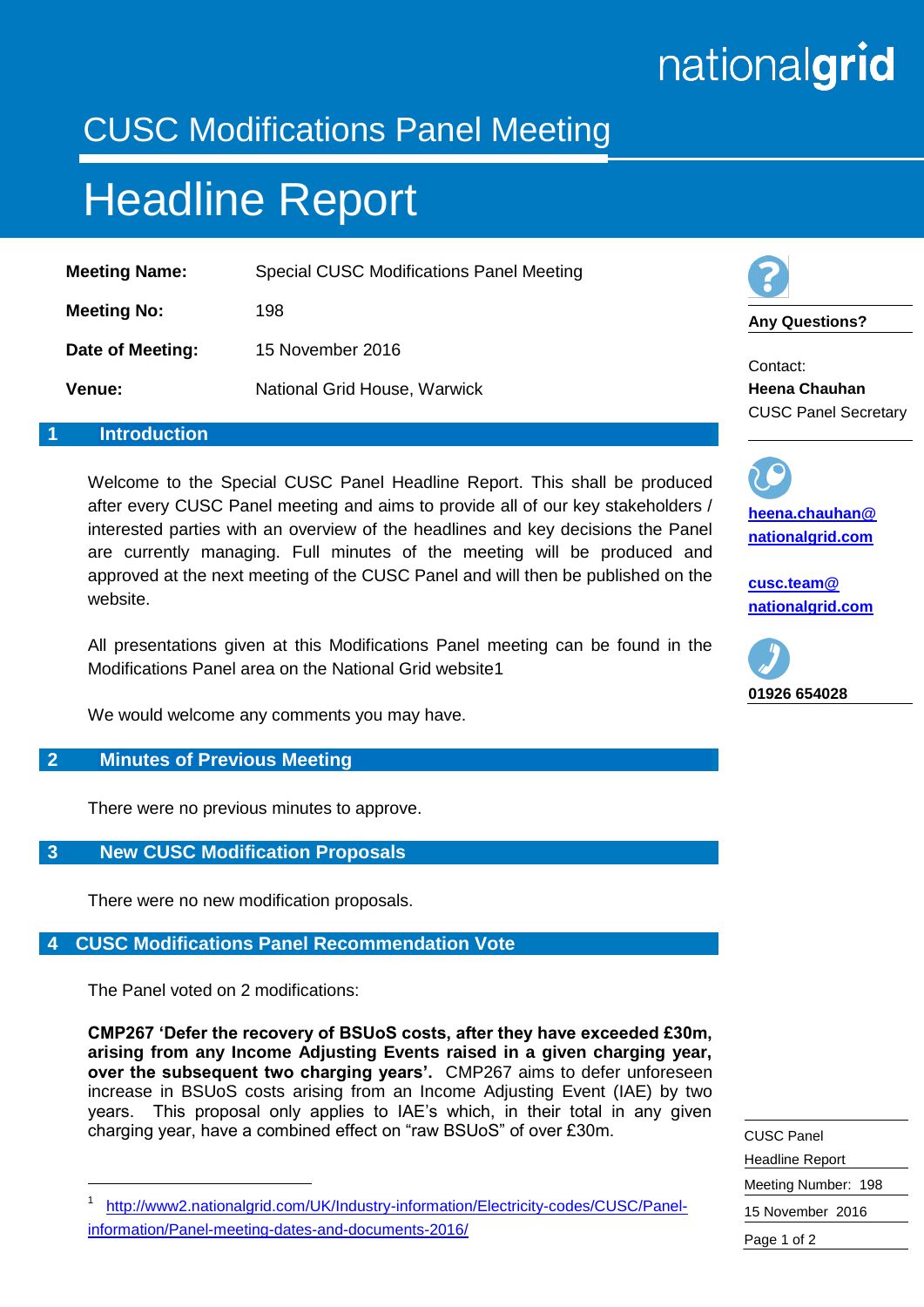# CUSC Modifications Panel Meeting

# Headline Report

| | |
|---|---|
| **Meeting Name:** | Special CUSC Modifications Panel Meeting |
| **Meeting No:** | 198 |
| **Date of Meeting:** | 15 November 2016 |
| **Venue:** | National Grid House, Warwick |

**Any Questions?**

Contact:
**Heena Chauhan**
CUSC Panel Secretary

**heena.chauhan@nationalgrid.com**

**cusc.team@nationalgrid.com**

**01926 654028**

## 1 Introduction

Welcome to the Special CUSC Panel Headline Report. This shall be produced after every CUSC Panel meeting and aims to provide all of our key stakeholders / interested parties with an overview of the headlines and key decisions the Panel are currently managing. Full minutes of the meeting will be produced and approved at the next meeting of the CUSC Panel and will then be published on the website.

All presentations given at this Modifications Panel meeting can be found in the Modifications Panel area on the National Grid website[1]

We would welcome any comments you may have.

## 2 Minutes of Previous Meeting

There were no previous minutes to approve.

## 3 New CUSC Modification Proposals

There were no new modification proposals.

## 4 CUSC Modifications Panel Recommendation Vote

The Panel voted on 2 modifications:

**CMP267 'Defer the recovery of BSUoS costs, after they have exceeded £30m, arising from any Income Adjusting Events raised in a given charging year, over the subsequent two charging years'.** CMP267 aims to defer unforeseen increase in BSUoS costs arising from an Income Adjusting Event (IAE) by two years. This proposal only applies to IAE's which, in their total in any given charging year, have a combined effect on "raw BSUoS" of over £30m.

[1] http://www2.nationalgrid.com/UK/Industry-information/Electricity-codes/CUSC/Panel-information/Panel-meeting-dates-and-documents-2016/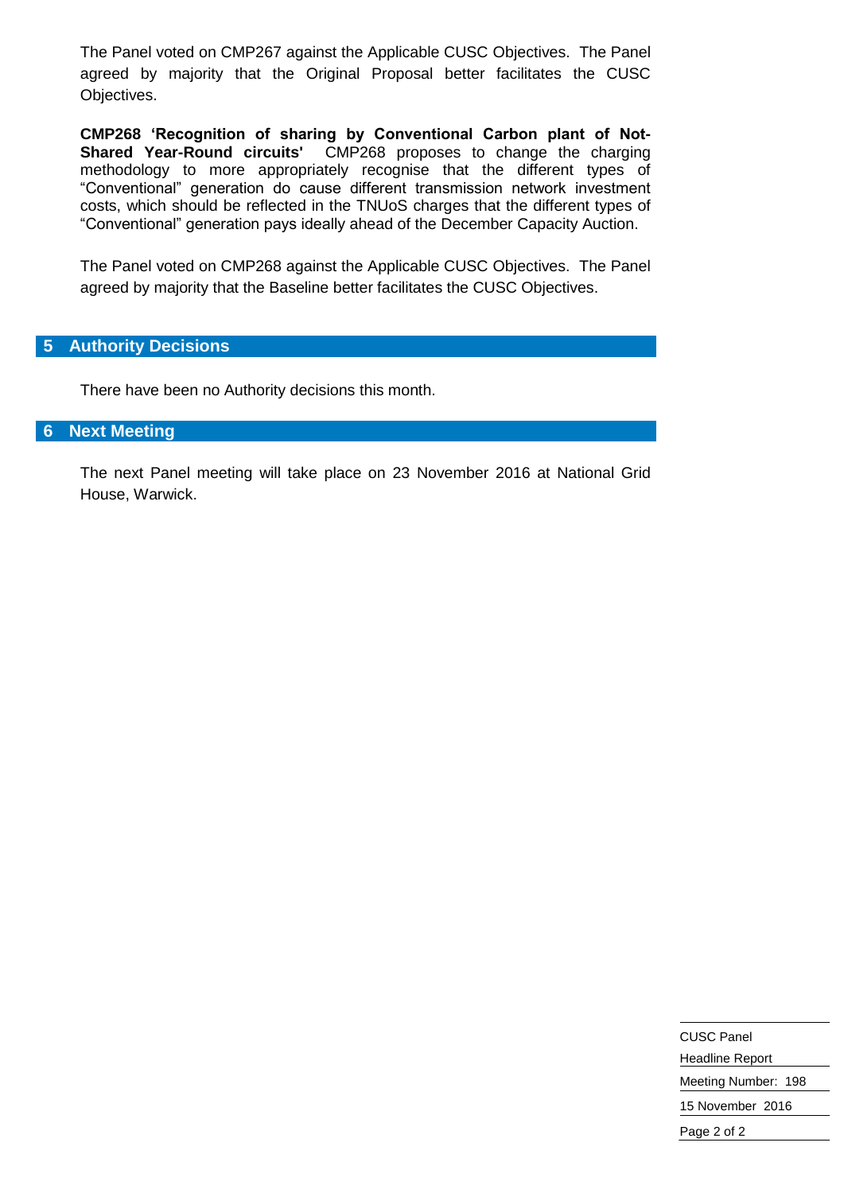The Panel voted on CMP267 against the Applicable CUSC Objectives. The Panel agreed by majority that the Original Proposal better facilitates the CUSC Objectives.

**CMP268 'Recognition of sharing by Conventional Carbon plant of Not-Shared Year-Round circuits'** CMP268 proposes to change the charging methodology to more appropriately recognise that the different types of "Conventional" generation do cause different transmission network investment costs, which should be reflected in the TNUoS charges that the different types of "Conventional" generation pays ideally ahead of the December Capacity Auction.

The Panel voted on CMP268 against the Applicable CUSC Objectives. The Panel agreed by majority that the Baseline better facilitates the CUSC Objectives.

## 5 Authority Decisions

There have been no Authority decisions this month.

## 6 Next Meeting

The next Panel meeting will take place on 23 November 2016 at National Grid House, Warwick.